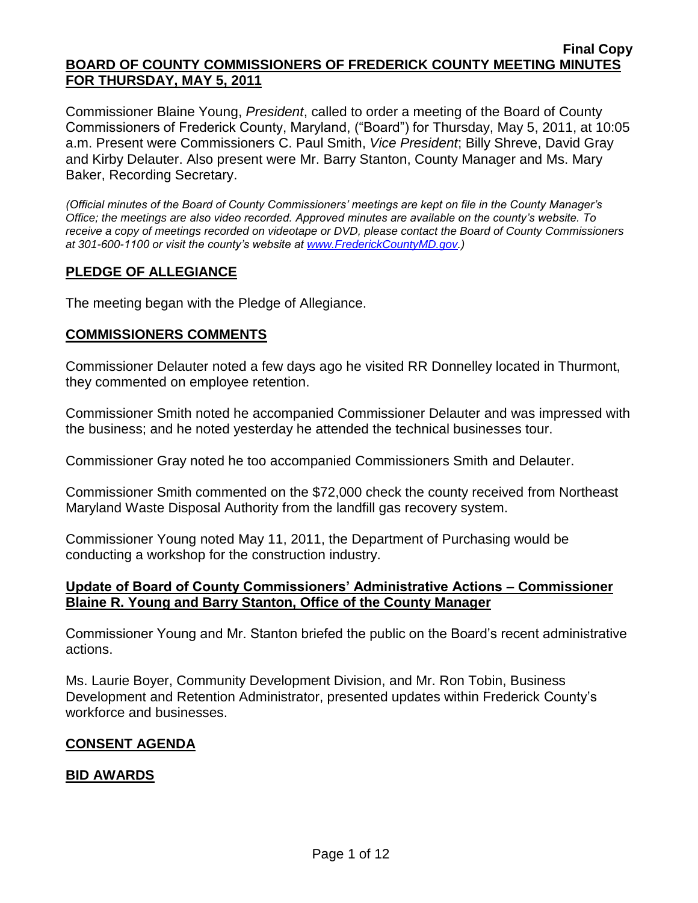**Final Copy**

## BOARD OF COUNTY COMMISSIONERS OF FREDERICK COUNTY MEETING MINUTES FOR THURSDAY, MAY 5, 2011

Commissioner Blaine Young, *President*, called to order a meeting of the Board of County Commissioners of Frederick County, Maryland, ("Board") for Thursday, May 5, 2011, at 10:05 a.m. Present were Commissioners C. Paul Smith, *Vice President*; Billy Shreve, David Gray and Kirby Delauter. Also present were Mr. Barry Stanton, County Manager and Ms. Mary Baker, Recording Secretary.

*(Official minutes of the Board of County Commissioners' meetings are kept on file in the County Manager's Office; the meetings are also video recorded. Approved minutes are available on the county's website. To receive a copy of meetings recorded on videotape or DVD, please contact the Board of County Commissioners at 301-600-1100 or visit the county's website at [www.FrederickCountyMD.gov](http://www.FrederickCountyMD.gov).)*

## PLEDGE OF ALLEGIANCE

The meeting began with the Pledge of Allegiance.

## COMMISSIONERS COMMENTS

Commissioner Delauter noted a few days ago he visited RR Donnelley located in Thurmont, they commented on employee retention.

Commissioner Smith noted he accompanied Commissioner Delauter and was impressed with the business; and he noted yesterday he attended the technical businesses tour.

Commissioner Gray noted he too accompanied Commissioners Smith and Delauter.

Commissioner Smith commented on the $72,000 check the county received from Northeast Maryland Waste Disposal Authority from the landfill gas recovery system.

Commissioner Young noted May 11, 2011, the Department of Purchasing would be conducting a workshop for the construction industry.

## Update of Board of County Commissioners' Administrative Actions – Commissioner Blaine R. Young and Barry Stanton, Office of the County Manager

Commissioner Young and Mr. Stanton briefed the public on the Board's recent administrative actions.

Ms. Laurie Boyer, Community Development Division, and Mr. Ron Tobin, Business Development and Retention Administrator, presented updates within Frederick County's workforce and businesses.

## CONSENT AGENDA

## BID AWARDS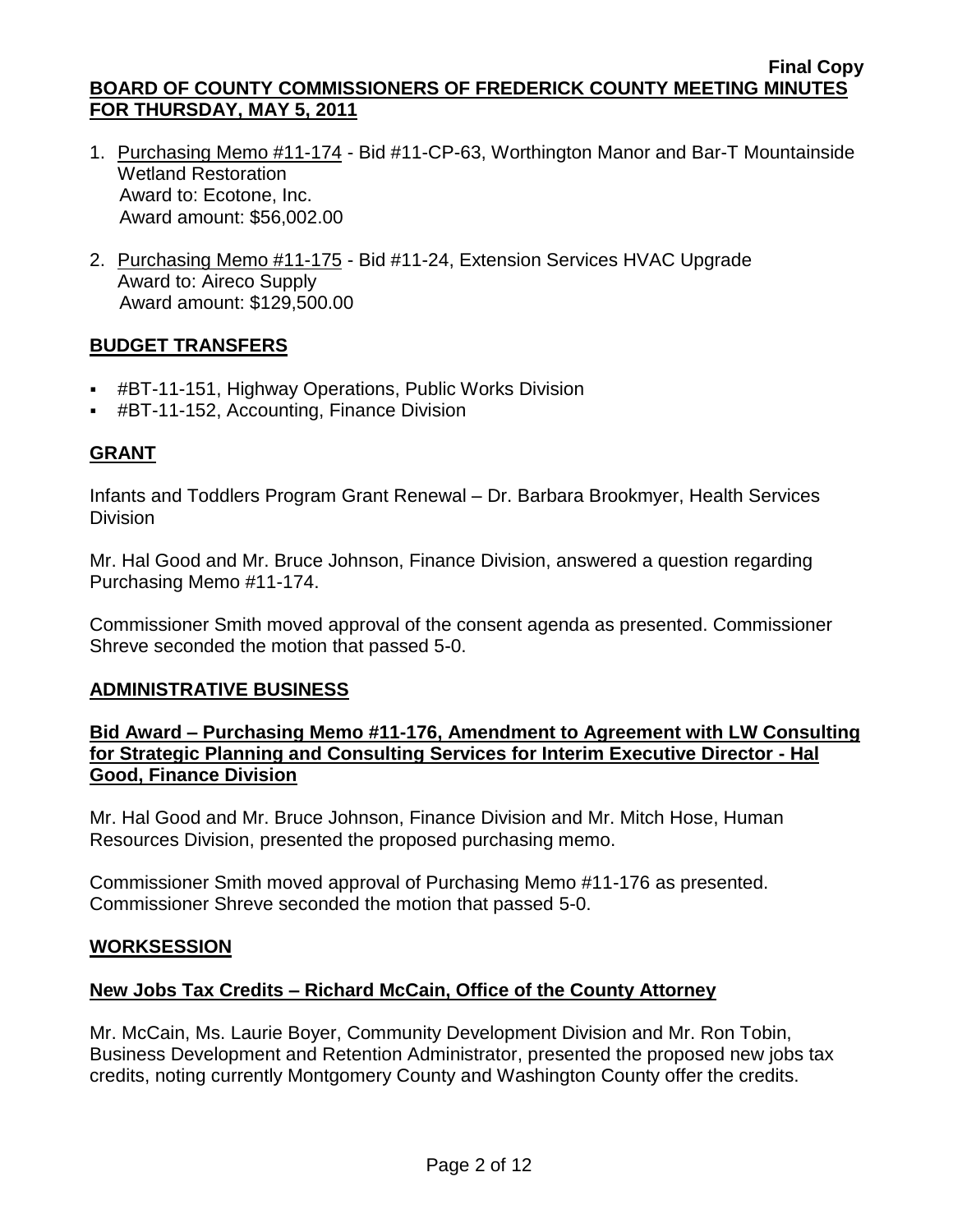1. Purchasing Memo #11-174 - Bid #11-CP-63, Worthington Manor and Bar-T Mountainside Wetland Restoration
   Award to: Ecotone, Inc.
   Award amount: $56,002.00

2. Purchasing Memo #11-175 - Bid #11-24, Extension Services HVAC Upgrade
   Award to: Aireco Supply
   Award amount: $129,500.00

## BUDGET TRANSFERS

- #BT-11-151, Highway Operations, Public Works Division
- #BT-11-152, Accounting, Finance Division

## GRANT

Infants and Toddlers Program Grant Renewal – Dr. Barbara Brookmyer, Health Services Division

Mr. Hal Good and Mr. Bruce Johnson, Finance Division, answered a question regarding Purchasing Memo #11-174.

Commissioner Smith moved approval of the consent agenda as presented. Commissioner Shreve seconded the motion that passed 5-0.

## ADMINISTRATIVE BUSINESS

### Bid Award – Purchasing Memo #11-176, Amendment to Agreement with LW Consulting for Strategic Planning and Consulting Services for Interim Executive Director - Hal Good, Finance Division

Mr. Hal Good and Mr. Bruce Johnson, Finance Division and Mr. Mitch Hose, Human Resources Division, presented the proposed purchasing memo.

Commissioner Smith moved approval of Purchasing Memo #11-176 as presented. Commissioner Shreve seconded the motion that passed 5-0.

## WORKSESSION

### New Jobs Tax Credits – Richard McCain, Office of the County Attorney

Mr. McCain, Ms. Laurie Boyer, Community Development Division and Mr. Ron Tobin, Business Development and Retention Administrator, presented the proposed new jobs tax credits, noting currently Montgomery County and Washington County offer the credits.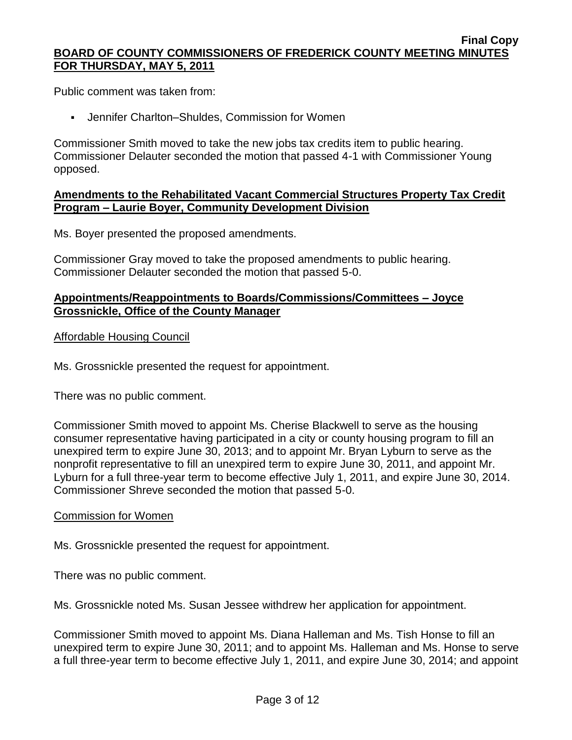Public comment was taken from:

- Jennifer Charlton–Shuldes, Commission for Women

Commissioner Smith moved to take the new jobs tax credits item to public hearing. Commissioner Delauter seconded the motion that passed 4-1 with Commissioner Young opposed.

**Amendments to the Rehabilitated Vacant Commercial Structures Property Tax Credit Program – Laurie Boyer, Community Development Division**

Ms. Boyer presented the proposed amendments.

Commissioner Gray moved to take the proposed amendments to public hearing. Commissioner Delauter seconded the motion that passed 5-0.

**Appointments/Reappointments to Boards/Commissions/Committees – Joyce Grossnickle, Office of the County Manager**

Affordable Housing Council

Ms. Grossnickle presented the request for appointment.

There was no public comment.

Commissioner Smith moved to appoint Ms. Cherise Blackwell to serve as the housing consumer representative having participated in a city or county housing program to fill an unexpired term to expire June 30, 2013; and to appoint Mr. Bryan Lyburn to serve as the nonprofit representative to fill an unexpired term to expire June 30, 2011, and appoint Mr. Lyburn for a full three-year term to become effective July 1, 2011, and expire June 30, 2014. Commissioner Shreve seconded the motion that passed 5-0.

Commission for Women

Ms. Grossnickle presented the request for appointment.

There was no public comment.

Ms. Grossnickle noted Ms. Susan Jessee withdrew her application for appointment.

Commissioner Smith moved to appoint Ms. Diana Halleman and Ms. Tish Honse to fill an unexpired term to expire June 30, 2011; and to appoint Ms. Halleman and Ms. Honse to serve a full three-year term to become effective July 1, 2011, and expire June 30, 2014; and appoint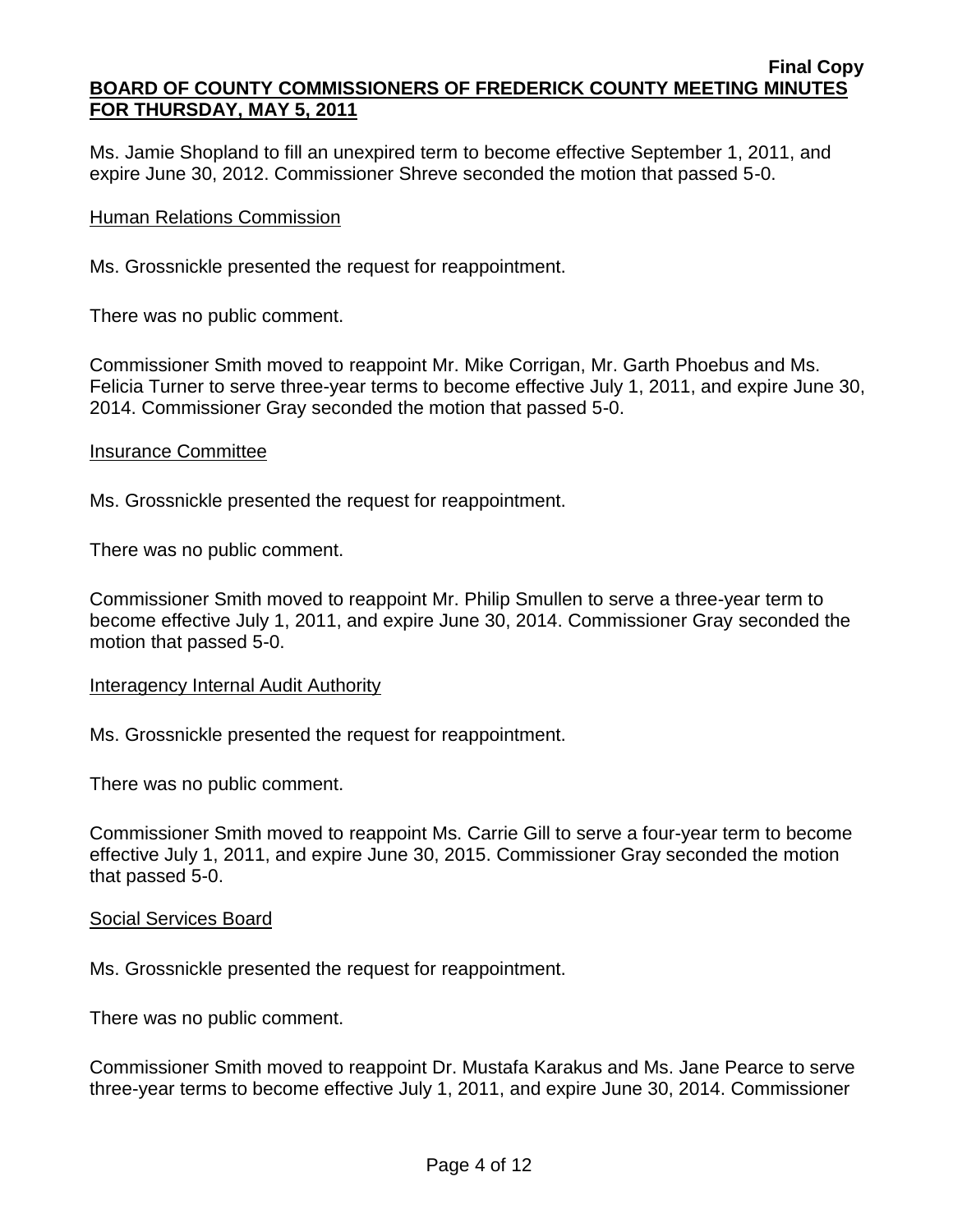Ms. Jamie Shopland to fill an unexpired term to become effective September 1, 2011, and expire June 30, 2012. Commissioner Shreve seconded the motion that passed 5-0.

Human Relations Commission

Ms. Grossnickle presented the request for reappointment.

There was no public comment.

Commissioner Smith moved to reappoint Mr. Mike Corrigan, Mr. Garth Phoebus and Ms. Felicia Turner to serve three-year terms to become effective July 1, 2011, and expire June 30, 2014. Commissioner Gray seconded the motion that passed 5-0.

Insurance Committee

Ms. Grossnickle presented the request for reappointment.

There was no public comment.

Commissioner Smith moved to reappoint Mr. Philip Smullen to serve a three-year term to become effective July 1, 2011, and expire June 30, 2014. Commissioner Gray seconded the motion that passed 5-0.

Interagency Internal Audit Authority

Ms. Grossnickle presented the request for reappointment.

There was no public comment.

Commissioner Smith moved to reappoint Ms. Carrie Gill to serve a four-year term to become effective July 1, 2011, and expire June 30, 2015. Commissioner Gray seconded the motion that passed 5-0.

Social Services Board

Ms. Grossnickle presented the request for reappointment.

There was no public comment.

Commissioner Smith moved to reappoint Dr. Mustafa Karakus and Ms. Jane Pearce to serve three-year terms to become effective July 1, 2011, and expire June 30, 2014. Commissioner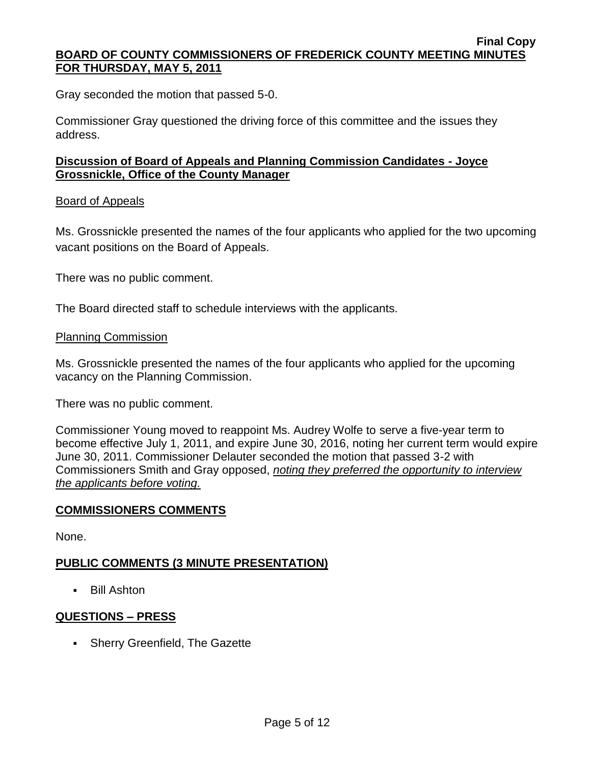Gray seconded the motion that passed 5-0.

Commissioner Gray questioned the driving force of this committee and the issues they address.

**Discussion of Board of Appeals and Planning Commission Candidates - Joyce Grossnickle, Office of the County Manager**

Board of Appeals

Ms. Grossnickle presented the names of the four applicants who applied for the two upcoming vacant positions on the Board of Appeals.

There was no public comment.

The Board directed staff to schedule interviews with the applicants.

Planning Commission

Ms. Grossnickle presented the names of the four applicants who applied for the upcoming vacancy on the Planning Commission.

There was no public comment.

Commissioner Young moved to reappoint Ms. Audrey Wolfe to serve a five-year term to become effective July 1, 2011, and expire June 30, 2016, noting her current term would expire June 30, 2011. Commissioner Delauter seconded the motion that passed 3-2 with Commissioners Smith and Gray opposed, *noting they preferred the opportunity to interview the applicants before voting.*

## COMMISSIONERS COMMENTS

None.

## PUBLIC COMMENTS (3 MINUTE PRESENTATION)

- Bill Ashton

## QUESTIONS – PRESS

- Sherry Greenfield, The Gazette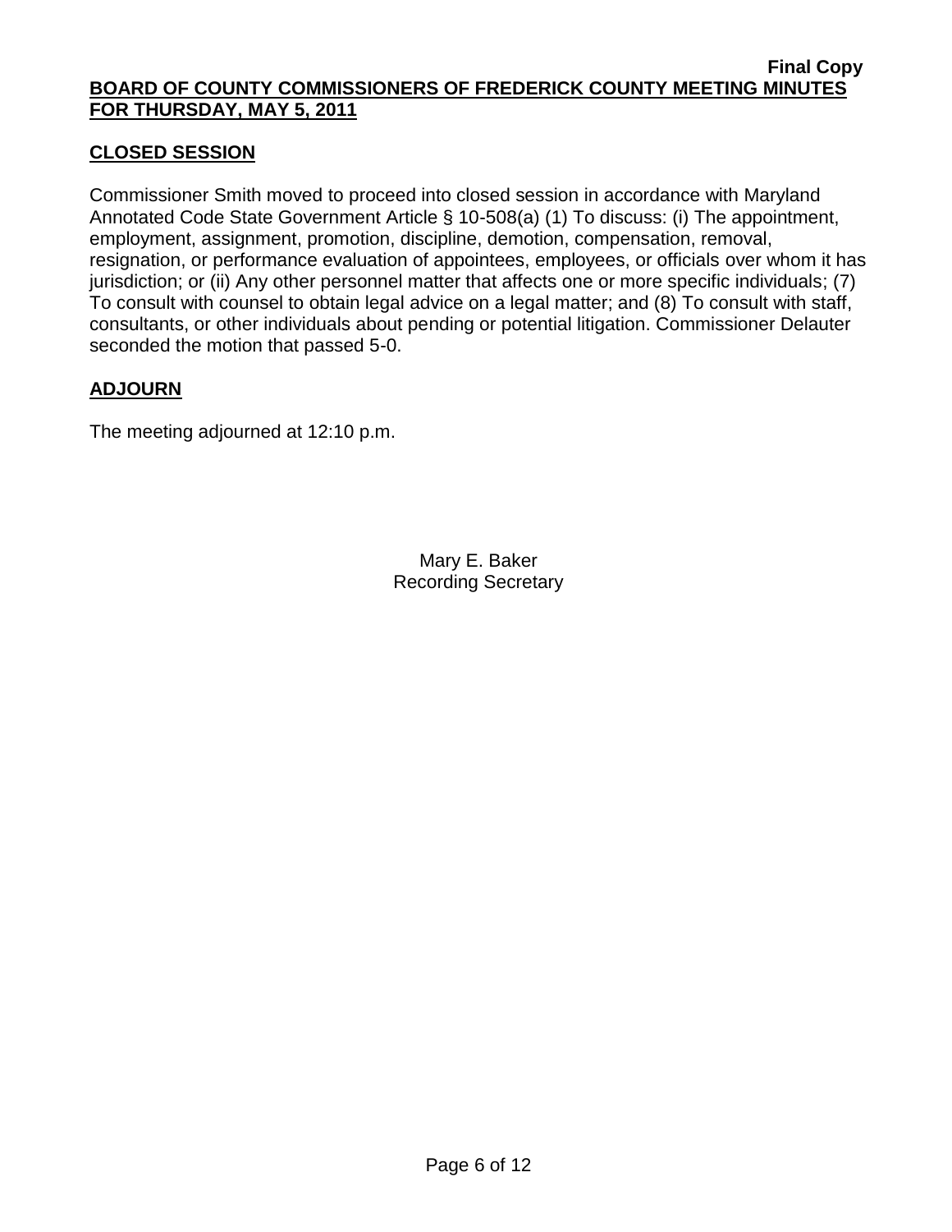**Final Copy**

**BOARD OF COUNTY COMMISSIONERS OF FREDERICK COUNTY MEETING MINUTES FOR THURSDAY, MAY 5, 2011**

## CLOSED SESSION

Commissioner Smith moved to proceed into closed session in accordance with Maryland Annotated Code State Government Article § 10-508(a) (1) To discuss: (i) The appointment, employment, assignment, promotion, discipline, demotion, compensation, removal, resignation, or performance evaluation of appointees, employees, or officials over whom it has jurisdiction; or (ii) Any other personnel matter that affects one or more specific individuals; (7) To consult with counsel to obtain legal advice on a legal matter; and (8) To consult with staff, consultants, or other individuals about pending or potential litigation. Commissioner Delauter seconded the motion that passed 5-0.

## ADJOURN

The meeting adjourned at 12:10 p.m.

Mary E. Baker
Recording Secretary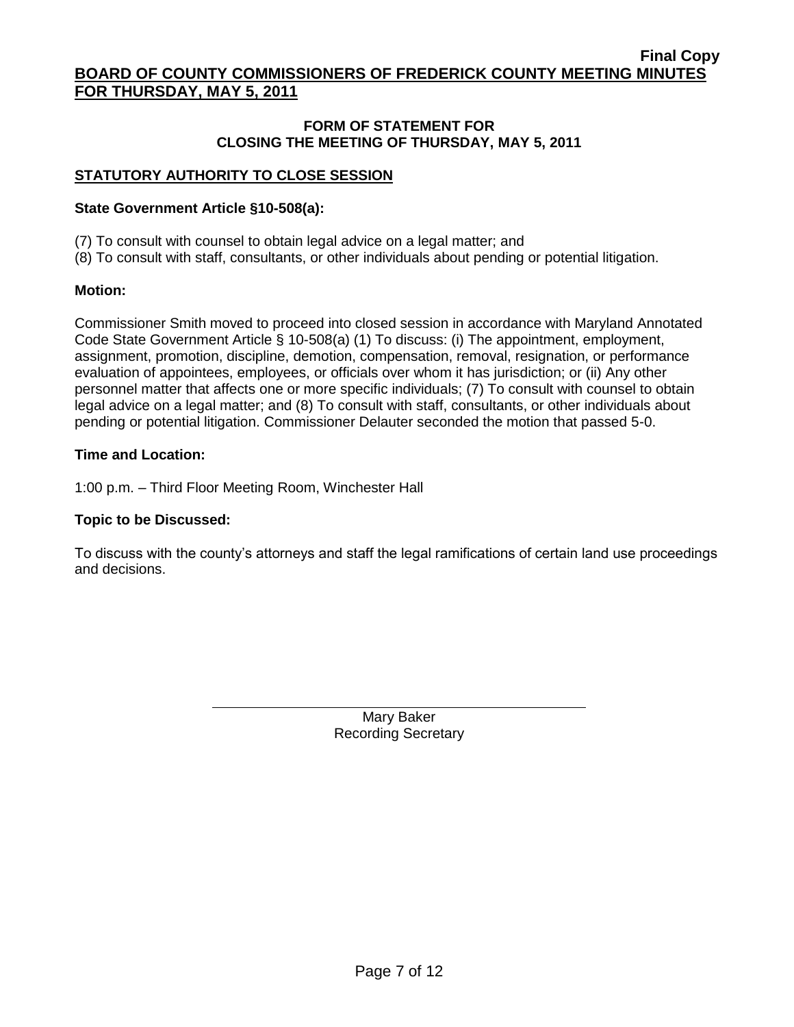# FORM OF STATEMENT FOR CLOSING THE MEETING OF THURSDAY, MAY 5, 2011

## STATUTORY AUTHORITY TO CLOSE SESSION

**State Government Article §10-508(a):**

(7) To consult with counsel to obtain legal advice on a legal matter; and
(8) To consult with staff, consultants, or other individuals about pending or potential litigation.

**Motion:**

Commissioner Smith moved to proceed into closed session in accordance with Maryland Annotated Code State Government Article § 10-508(a) (1) To discuss: (i) The appointment, employment, assignment, promotion, discipline, demotion, compensation, removal, resignation, or performance evaluation of appointees, employees, or officials over whom it has jurisdiction; or (ii) Any other personnel matter that affects one or more specific individuals; (7) To consult with counsel to obtain legal advice on a legal matter; and (8) To consult with staff, consultants, or other individuals about pending or potential litigation. Commissioner Delauter seconded the motion that passed 5-0.

**Time and Location:**

1:00 p.m. – Third Floor Meeting Room, Winchester Hall

**Topic to be Discussed:**

To discuss with the county's attorneys and staff the legal ramifications of certain land use proceedings and decisions.

Mary Baker
Recording Secretary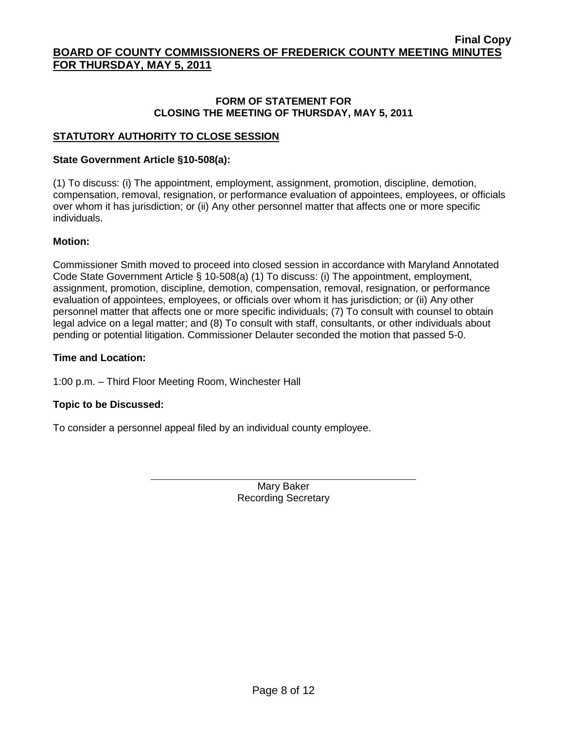**Final Copy**

# BOARD OF COUNTY COMMISSIONERS OF FREDERICK COUNTY MEETING MINUTES FOR THURSDAY, MAY 5, 2011

## FORM OF STATEMENT FOR CLOSING THE MEETING OF THURSDAY, MAY 5, 2011

### STATUTORY AUTHORITY TO CLOSE SESSION

**State Government Article §10-508(a):**

(1) To discuss: (i) The appointment, employment, assignment, promotion, discipline, demotion, compensation, removal, resignation, or performance evaluation of appointees, employees, or officials over whom it has jurisdiction; or (ii) Any other personnel matter that affects one or more specific individuals.

**Motion:**

Commissioner Smith moved to proceed into closed session in accordance with Maryland Annotated Code State Government Article § 10-508(a) (1) To discuss: (i) The appointment, employment, assignment, promotion, discipline, demotion, compensation, removal, resignation, or performance evaluation of appointees, employees, or officials over whom it has jurisdiction; or (ii) Any other personnel matter that affects one or more specific individuals; (7) To consult with counsel to obtain legal advice on a legal matter; and (8) To consult with staff, consultants, or other individuals about pending or potential litigation. Commissioner Delauter seconded the motion that passed 5-0.

**Time and Location:**

1:00 p.m. – Third Floor Meeting Room, Winchester Hall

**Topic to be Discussed:**

To consider a personnel appeal filed by an individual county employee.

Mary Baker
Recording Secretary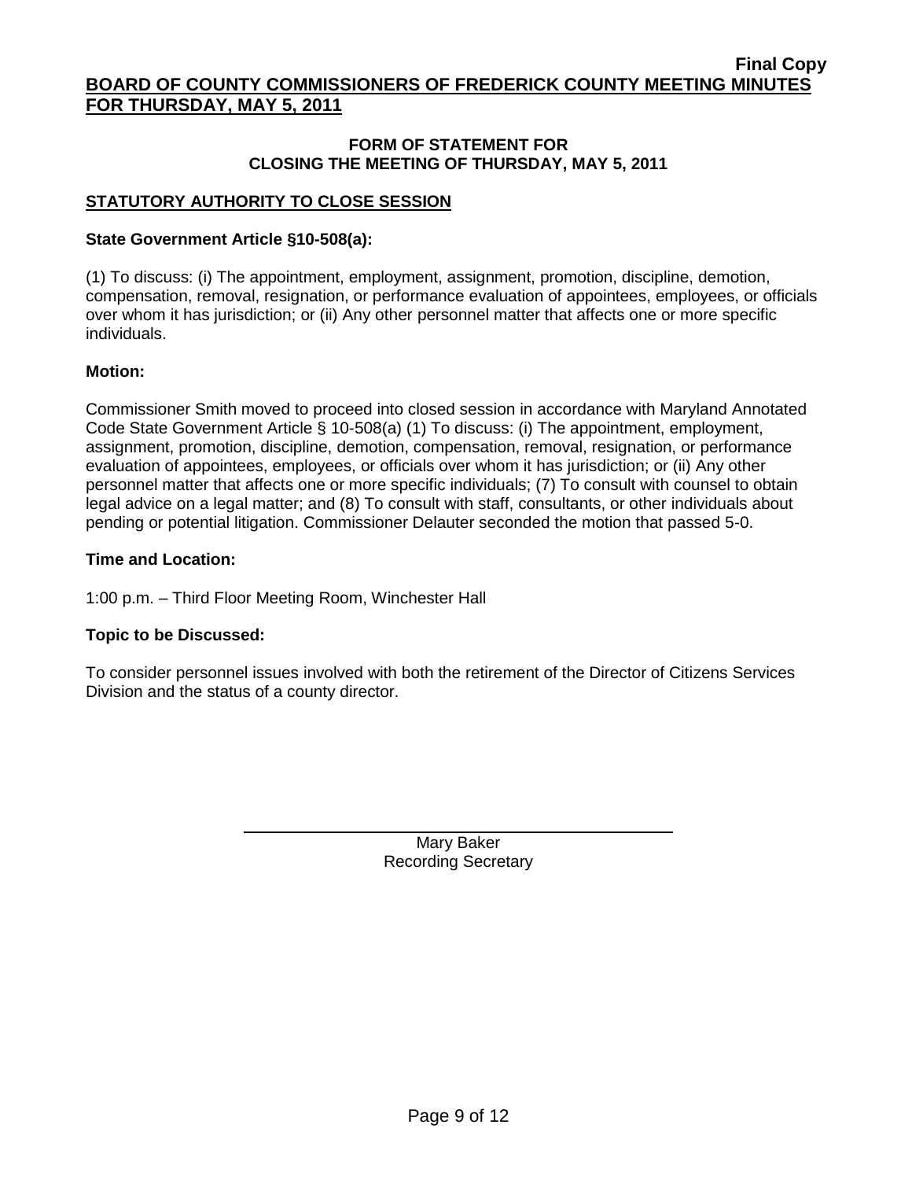**Final Copy**

# BOARD OF COUNTY COMMISSIONERS OF FREDERICK COUNTY MEETING MINUTES FOR THURSDAY, MAY 5, 2011

## FORM OF STATEMENT FOR CLOSING THE MEETING OF THURSDAY, MAY 5, 2011

### STATUTORY AUTHORITY TO CLOSE SESSION

**State Government Article §10-508(a):**

(1) To discuss: (i) The appointment, employment, assignment, promotion, discipline, demotion, compensation, removal, resignation, or performance evaluation of appointees, employees, or officials over whom it has jurisdiction; or (ii) Any other personnel matter that affects one or more specific individuals.

**Motion:**

Commissioner Smith moved to proceed into closed session in accordance with Maryland Annotated Code State Government Article § 10-508(a) (1) To discuss: (i) The appointment, employment, assignment, promotion, discipline, demotion, compensation, removal, resignation, or performance evaluation of appointees, employees, or officials over whom it has jurisdiction; or (ii) Any other personnel matter that affects one or more specific individuals; (7) To consult with counsel to obtain legal advice on a legal matter; and (8) To consult with staff, consultants, or other individuals about pending or potential litigation. Commissioner Delauter seconded the motion that passed 5-0.

**Time and Location:**

1:00 p.m. – Third Floor Meeting Room, Winchester Hall

**Topic to be Discussed:**

To consider personnel issues involved with both the retirement of the Director of Citizens Services Division and the status of a county director.

Mary Baker
Recording Secretary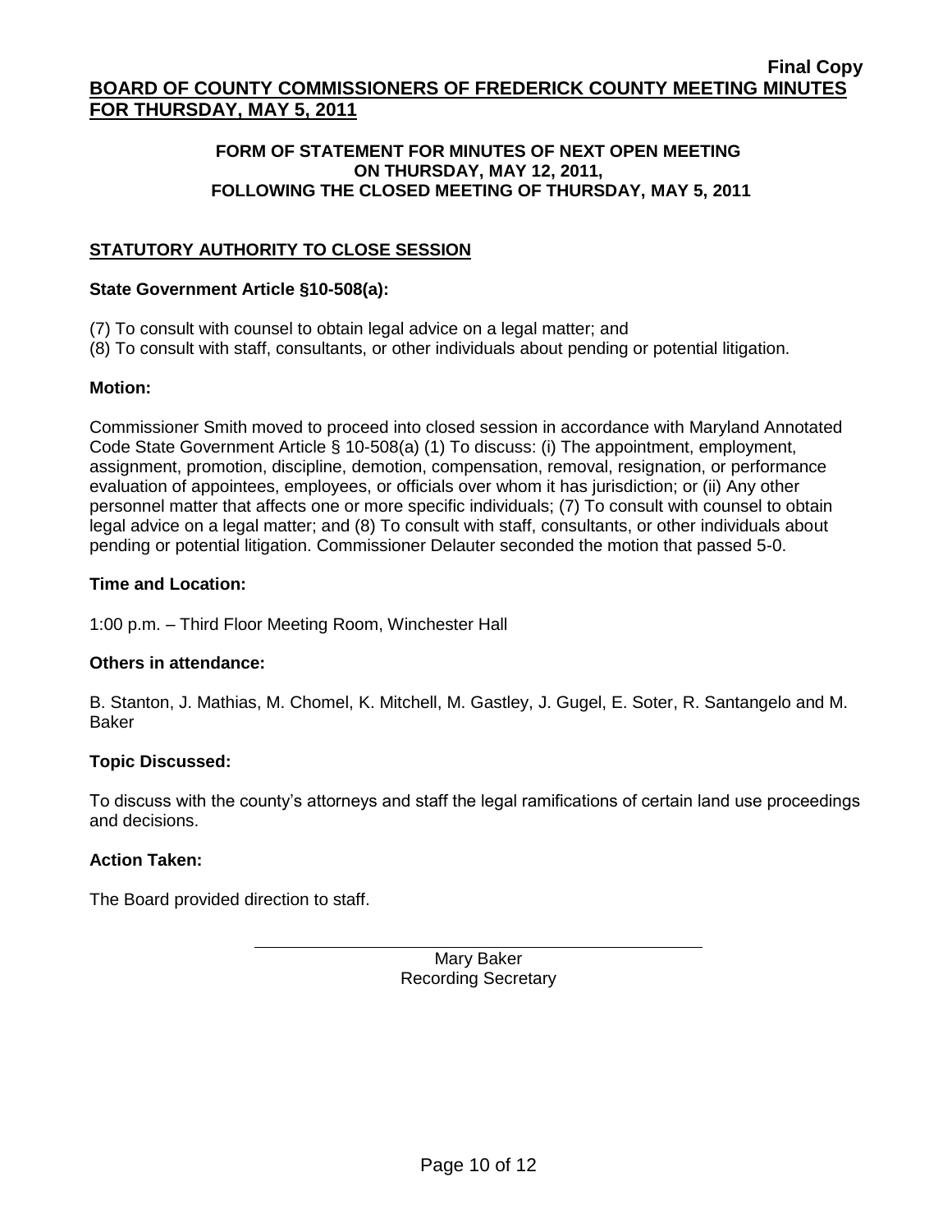**Final Copy**

# BOARD OF COUNTY COMMISSIONERS OF FREDERICK COUNTY MEETING MINUTES FOR THURSDAY, MAY 5, 2011

### FORM OF STATEMENT FOR MINUTES OF NEXT OPEN MEETING ON THURSDAY, MAY 12, 2011, FOLLOWING THE CLOSED MEETING OF THURSDAY, MAY 5, 2011

## STATUTORY AUTHORITY TO CLOSE SESSION

**State Government Article §10-508(a):**

(7) To consult with counsel to obtain legal advice on a legal matter; and
(8) To consult with staff, consultants, or other individuals about pending or potential litigation.

**Motion:**

Commissioner Smith moved to proceed into closed session in accordance with Maryland Annotated Code State Government Article § 10-508(a) (1) To discuss: (i) The appointment, employment, assignment, promotion, discipline, demotion, compensation, removal, resignation, or performance evaluation of appointees, employees, or officials over whom it has jurisdiction; or (ii) Any other personnel matter that affects one or more specific individuals; (7) To consult with counsel to obtain legal advice on a legal matter; and (8) To consult with staff, consultants, or other individuals about pending or potential litigation. Commissioner Delauter seconded the motion that passed 5-0.

**Time and Location:**

1:00 p.m. – Third Floor Meeting Room, Winchester Hall

**Others in attendance:**

B. Stanton, J. Mathias, M. Chomel, K. Mitchell, M. Gastley, J. Gugel, E. Soter, R. Santangelo and M. Baker

**Topic Discussed:**

To discuss with the county's attorneys and staff the legal ramifications of certain land use proceedings and decisions.

**Action Taken:**

The Board provided direction to staff.

Mary Baker
Recording Secretary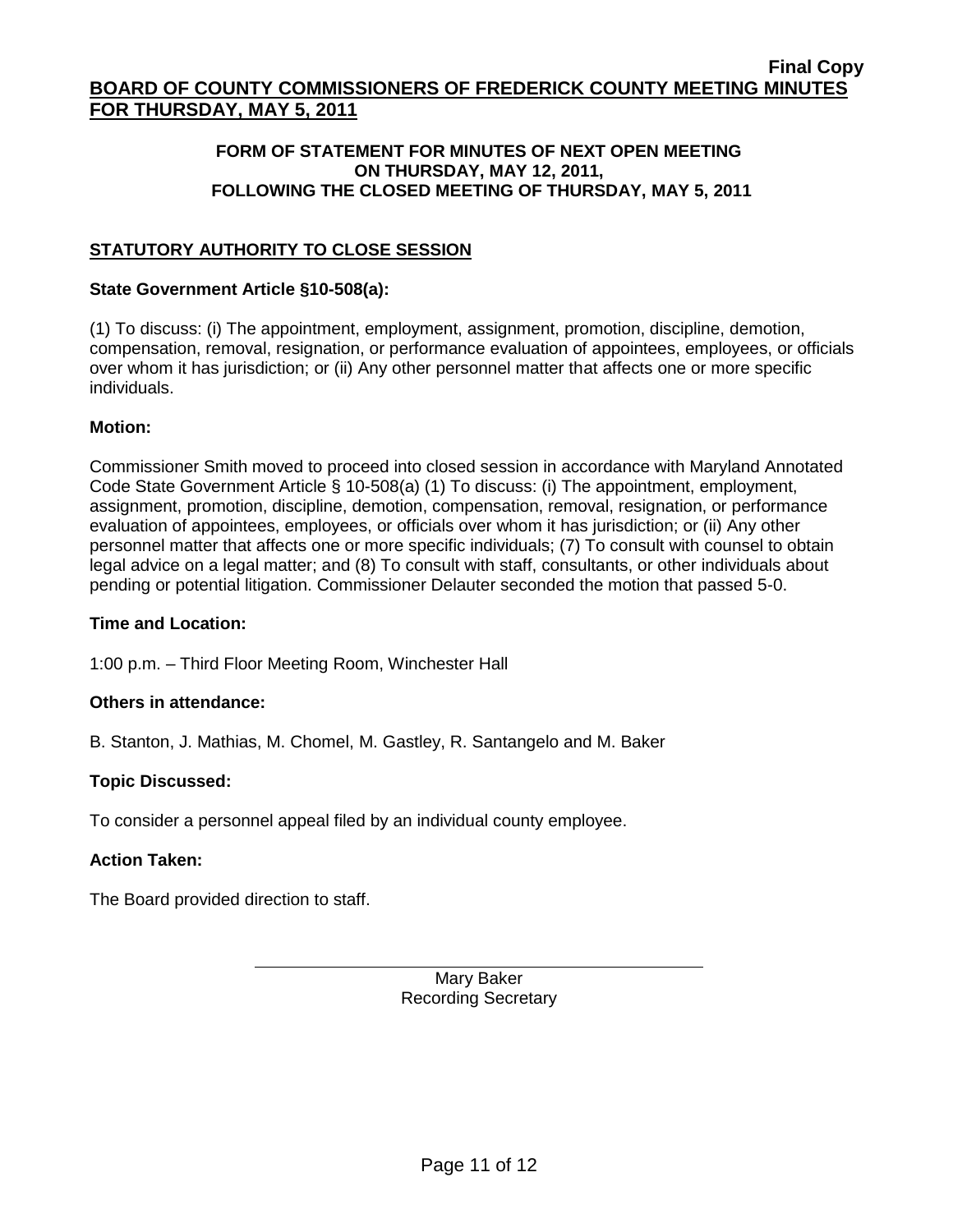**Final Copy**

# BOARD OF COUNTY COMMISSIONERS OF FREDERICK COUNTY MEETING MINUTES FOR THURSDAY, MAY 5, 2011

### FORM OF STATEMENT FOR MINUTES OF NEXT OPEN MEETING ON THURSDAY, MAY 12, 2011, FOLLOWING THE CLOSED MEETING OF THURSDAY, MAY 5, 2011

## STATUTORY AUTHORITY TO CLOSE SESSION

**State Government Article §10-508(a):**

(1) To discuss: (i) The appointment, employment, assignment, promotion, discipline, demotion, compensation, removal, resignation, or performance evaluation of appointees, employees, or officials over whom it has jurisdiction; or (ii) Any other personnel matter that affects one or more specific individuals.

**Motion:**

Commissioner Smith moved to proceed into closed session in accordance with Maryland Annotated Code State Government Article § 10-508(a) (1) To discuss: (i) The appointment, employment, assignment, promotion, discipline, demotion, compensation, removal, resignation, or performance evaluation of appointees, employees, or officials over whom it has jurisdiction; or (ii) Any other personnel matter that affects one or more specific individuals; (7) To consult with counsel to obtain legal advice on a legal matter; and (8) To consult with staff, consultants, or other individuals about pending or potential litigation. Commissioner Delauter seconded the motion that passed 5-0.

**Time and Location:**

1:00 p.m. – Third Floor Meeting Room, Winchester Hall

**Others in attendance:**

B. Stanton, J. Mathias, M. Chomel, M. Gastley, R. Santangelo and M. Baker

**Topic Discussed:**

To consider a personnel appeal filed by an individual county employee.

**Action Taken:**

The Board provided direction to staff.

Mary Baker
Recording Secretary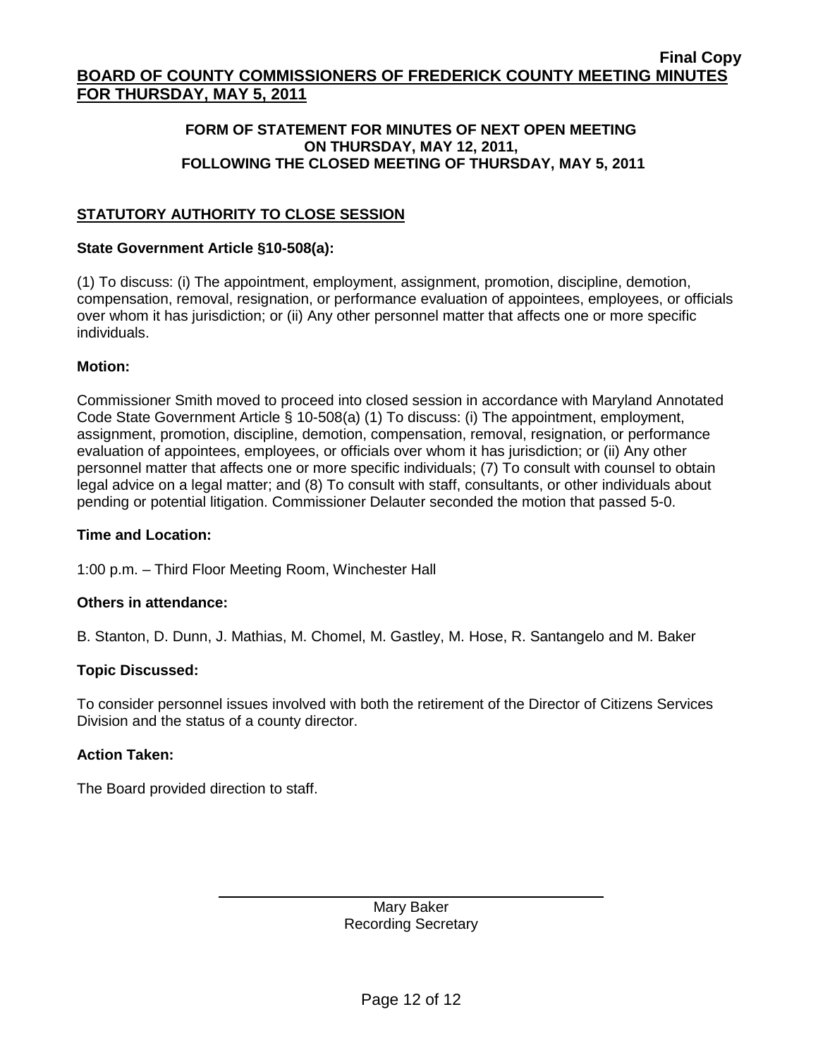**Final Copy**

**BOARD OF COUNTY COMMISSIONERS OF FREDERICK COUNTY MEETING MINUTES FOR THURSDAY, MAY 5, 2011**

**FORM OF STATEMENT FOR MINUTES OF NEXT OPEN MEETING ON THURSDAY, MAY 12, 2011, FOLLOWING THE CLOSED MEETING OF THURSDAY, MAY 5, 2011**

## STATUTORY AUTHORITY TO CLOSE SESSION

**State Government Article §10-508(a):**

(1) To discuss: (i) The appointment, employment, assignment, promotion, discipline, demotion, compensation, removal, resignation, or performance evaluation of appointees, employees, or officials over whom it has jurisdiction; or (ii) Any other personnel matter that affects one or more specific individuals.

**Motion:**

Commissioner Smith moved to proceed into closed session in accordance with Maryland Annotated Code State Government Article § 10-508(a) (1) To discuss: (i) The appointment, employment, assignment, promotion, discipline, demotion, compensation, removal, resignation, or performance evaluation of appointees, employees, or officials over whom it has jurisdiction; or (ii) Any other personnel matter that affects one or more specific individuals; (7) To consult with counsel to obtain legal advice on a legal matter; and (8) To consult with staff, consultants, or other individuals about pending or potential litigation. Commissioner Delauter seconded the motion that passed 5-0.

**Time and Location:**

1:00 p.m. – Third Floor Meeting Room, Winchester Hall

**Others in attendance:**

B. Stanton, D. Dunn, J. Mathias, M. Chomel, M. Gastley, M. Hose, R. Santangelo and M. Baker

**Topic Discussed:**

To consider personnel issues involved with both the retirement of the Director of Citizens Services Division and the status of a county director.

**Action Taken:**

The Board provided direction to staff.

Mary Baker
Recording Secretary